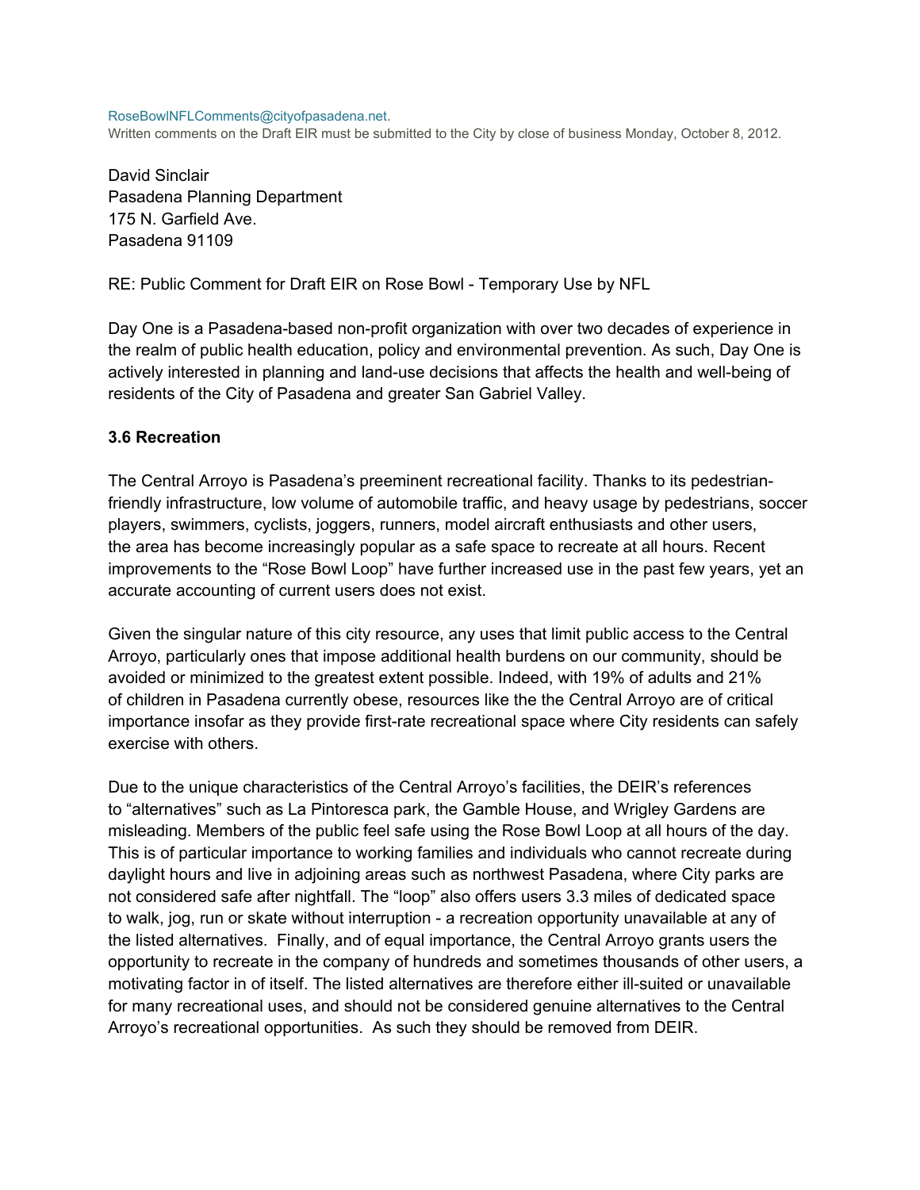RoseBowlNFLComments@cityofpasadena.net.
Written comments on the Draft EIR must be submitted to the City by close of business Monday, October 8, 2012.

David Sinclair
Pasadena Planning Department
175 N. Garfield Ave.
Pasadena 91109

RE: Public Comment for Draft EIR on Rose Bowl - Temporary Use by NFL

Day One is a Pasadena-based non-profit organization with over two decades of experience in the realm of public health education, policy and environmental prevention. As such, Day One is actively interested in planning and land-use decisions that affects the health and well-being of residents of the City of Pasadena and greater San Gabriel Valley.

**3.6 Recreation**

The Central Arroyo is Pasadena's preeminent recreational facility. Thanks to its pedestrian-friendly infrastructure, low volume of automobile traffic, and heavy usage by pedestrians, soccer players, swimmers, cyclists, joggers, runners, model aircraft enthusiasts and other users, the area has become increasingly popular as a safe space to recreate at all hours. Recent improvements to the "Rose Bowl Loop" have further increased use in the past few years, yet an accurate accounting of current users does not exist.

Given the singular nature of this city resource, any uses that limit public access to the Central Arroyo, particularly ones that impose additional health burdens on our community, should be avoided or minimized to the greatest extent possible. Indeed, with 19% of adults and 21% of children in Pasadena currently obese, resources like the the Central Arroyo are of critical importance insofar as they provide first-rate recreational space where City residents can safely exercise with others.

Due to the unique characteristics of the Central Arroyo's facilities, the DEIR's references to "alternatives" such as La Pintoresca park, the Gamble House, and Wrigley Gardens are misleading. Members of the public feel safe using the Rose Bowl Loop at all hours of the day. This is of particular importance to working families and individuals who cannot recreate during daylight hours and live in adjoining areas such as northwest Pasadena, where City parks are not considered safe after nightfall. The "loop" also offers users 3.3 miles of dedicated space to walk, jog, run or skate without interruption - a recreation opportunity unavailable at any of the listed alternatives. Finally, and of equal importance, the Central Arroyo grants users the opportunity to recreate in the company of hundreds and sometimes thousands of other users, a motivating factor in of itself. The listed alternatives are therefore either ill-suited or unavailable for many recreational uses, and should not be considered genuine alternatives to the Central Arroyo's recreational opportunities. As such they should be removed from DEIR.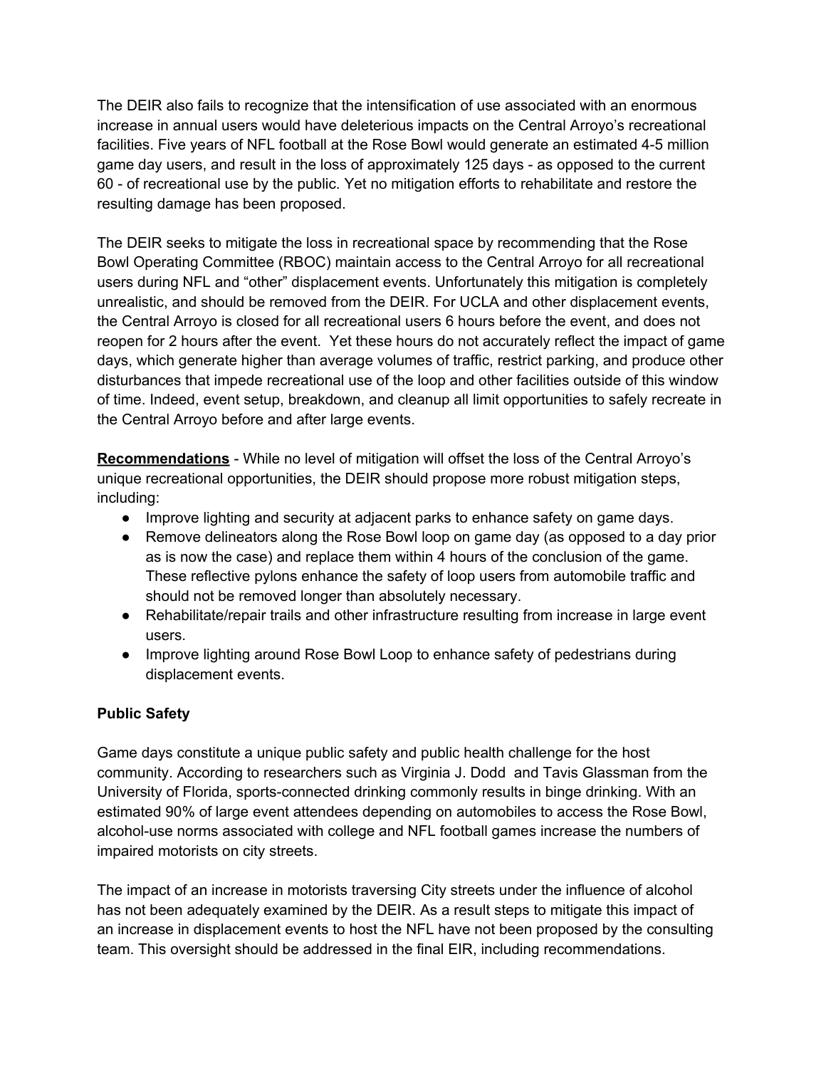The DEIR also fails to recognize that the intensification of use associated with an enormous increase in annual users would have deleterious impacts on the Central Arroyo's recreational facilities. Five years of NFL football at the Rose Bowl would generate an estimated 4-5 million game day users, and result in the loss of approximately 125 days - as opposed to the current 60 - of recreational use by the public. Yet no mitigation efforts to rehabilitate and restore the resulting damage has been proposed.

The DEIR seeks to mitigate the loss in recreational space by recommending that the Rose Bowl Operating Committee (RBOC) maintain access to the Central Arroyo for all recreational users during NFL and "other" displacement events. Unfortunately this mitigation is completely unrealistic, and should be removed from the DEIR. For UCLA and other displacement events, the Central Arroyo is closed for all recreational users 6 hours before the event, and does not reopen for 2 hours after the event. Yet these hours do not accurately reflect the impact of game days, which generate higher than average volumes of traffic, restrict parking, and produce other disturbances that impede recreational use of the loop and other facilities outside of this window of time. Indeed, event setup, breakdown, and cleanup all limit opportunities to safely recreate in the Central Arroyo before and after large events.

**Recommendations** - While no level of mitigation will offset the loss of the Central Arroyo's unique recreational opportunities, the DEIR should propose more robust mitigation steps, including:

- Improve lighting and security at adjacent parks to enhance safety on game days.
- Remove delineators along the Rose Bowl loop on game day (as opposed to a day prior as is now the case) and replace them within 4 hours of the conclusion of the game. These reflective pylons enhance the safety of loop users from automobile traffic and should not be removed longer than absolutely necessary.
- Rehabilitate/repair trails and other infrastructure resulting from increase in large event users.
- Improve lighting around Rose Bowl Loop to enhance safety of pedestrians during displacement events.

**Public Safety**

Game days constitute a unique public safety and public health challenge for the host community. According to researchers such as Virginia J. Dodd and Tavis Glassman from the University of Florida, sports-connected drinking commonly results in binge drinking. With an estimated 90% of large event attendees depending on automobiles to access the Rose Bowl, alcohol-use norms associated with college and NFL football games increase the numbers of impaired motorists on city streets.

The impact of an increase in motorists traversing City streets under the influence of alcohol has not been adequately examined by the DEIR. As a result steps to mitigate this impact of an increase in displacement events to host the NFL have not been proposed by the consulting team. This oversight should be addressed in the final EIR, including recommendations.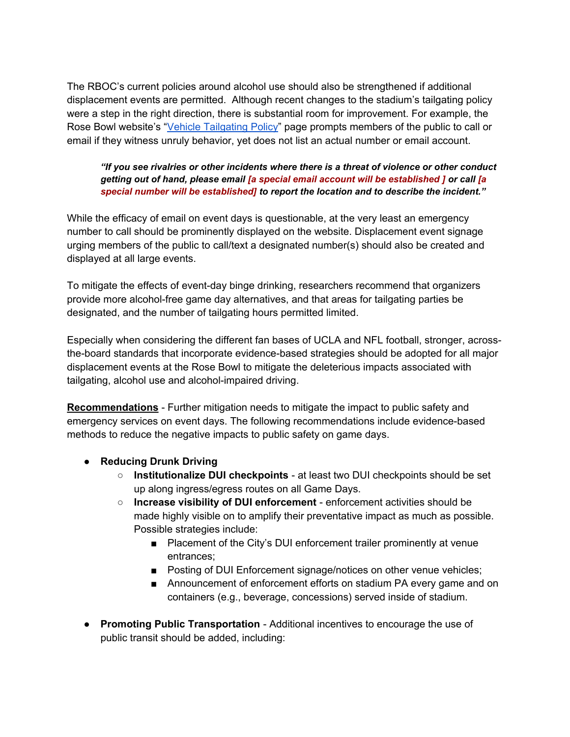The RBOC's current policies around alcohol use should also be strengthened if additional displacement events are permitted. Although recent changes to the stadium's tailgating policy were a step in the right direction, there is substantial room for improvement. For example, the Rose Bowl website's "[Vehicle Tailgating Policy]" page prompts members of the public to call or email if they witness unruly behavior, yet does not list an actual number or email account.

> ***"If you see rivalries or other incidents where there is a threat of violence or other conduct getting out of hand, please email [a special email account will be established ] or call [a special number will be established] to report the location and to describe the incident."***

While the efficacy of email on event days is questionable, at the very least an emergency number to call should be prominently displayed on the website. Displacement event signage urging members of the public to call/text a designated number(s) should also be created and displayed at all large events.

To mitigate the effects of event-day binge drinking, researchers recommend that organizers provide more alcohol-free game day alternatives, and that areas for tailgating parties be designated, and the number of tailgating hours permitted limited.

Especially when considering the different fan bases of UCLA and NFL football, stronger, across-the-board standards that incorporate evidence-based strategies should be adopted for all major displacement events at the Rose Bowl to mitigate the deleterious impacts associated with tailgating, alcohol use and alcohol-impaired driving.

**Recommendations** - Further mitigation needs to mitigate the impact to public safety and emergency services on event days. The following recommendations include evidence-based methods to reduce the negative impacts to public safety on game days.

- **Reducing Drunk Driving**
  - **Institutionalize DUI checkpoints** - at least two DUI checkpoints should be set up along ingress/egress routes on all Game Days.
  - **Increase visibility of DUI enforcement** - enforcement activities should be made highly visible on to amplify their preventative impact as much as possible. Possible strategies include:
    - Placement of the City's DUI enforcement trailer prominently at venue entrances;
    - Posting of DUI Enforcement signage/notices on other venue vehicles;
    - Announcement of enforcement efforts on stadium PA every game and on containers (e.g., beverage, concessions) served inside of stadium.

- **Promoting Public Transportation** - Additional incentives to encourage the use of public transit should be added, including: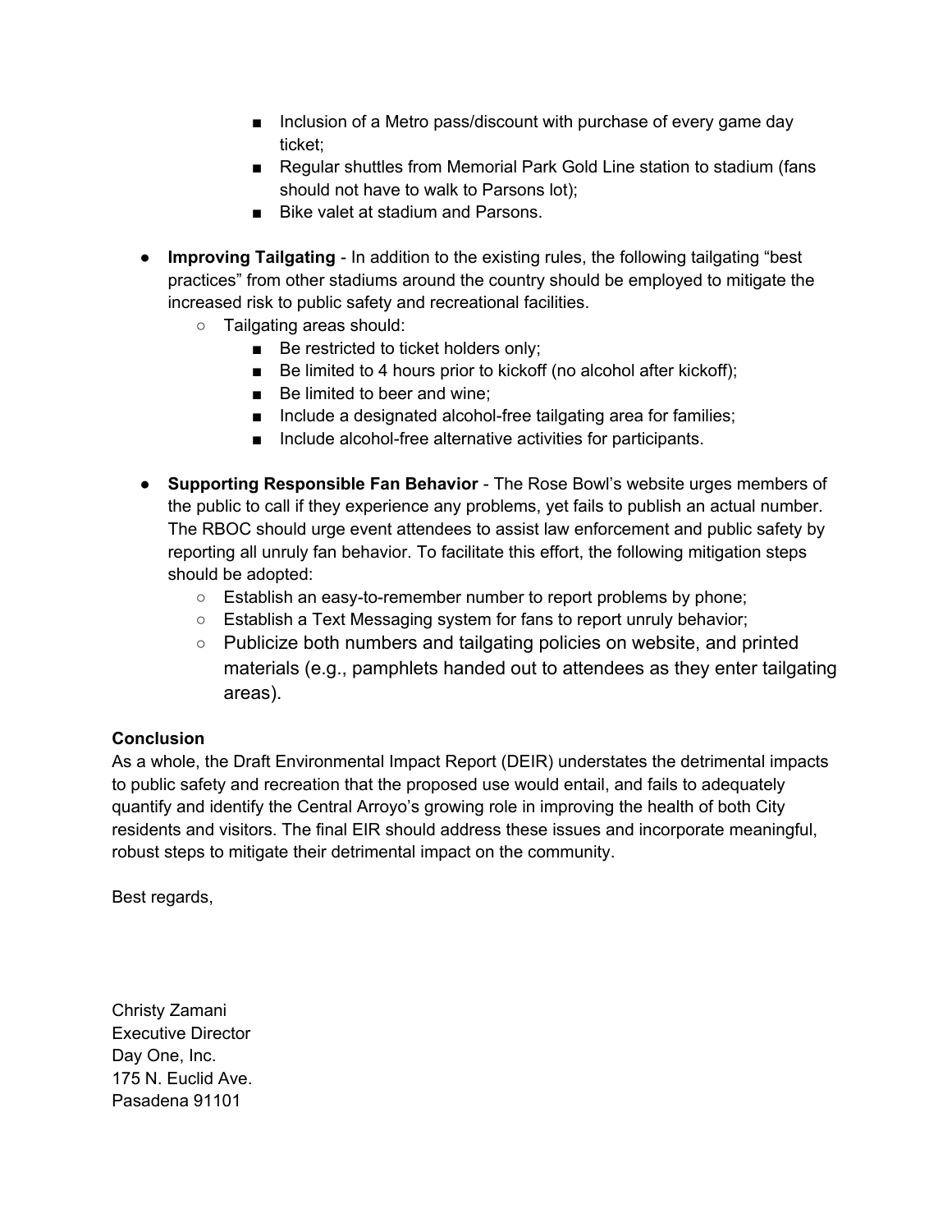- Inclusion of a Metro pass/discount with purchase of every game day ticket;
    - Regular shuttles from Memorial Park Gold Line station to stadium (fans should not have to walk to Parsons lot);
    - Bike valet at stadium and Parsons.

- **Improving Tailgating** - In addition to the existing rules, the following tailgating "best practices" from other stadiums around the country should be employed to mitigate the increased risk to public safety and recreational facilities.
  - Tailgating areas should:
    - Be restricted to ticket holders only;
    - Be limited to 4 hours prior to kickoff (no alcohol after kickoff);
    - Be limited to beer and wine;
    - Include a designated alcohol-free tailgating area for families;
    - Include alcohol-free alternative activities for participants.

- **Supporting Responsible Fan Behavior** - The Rose Bowl's website urges members of the public to call if they experience any problems, yet fails to publish an actual number. The RBOC should urge event attendees to assist law enforcement and public safety by reporting all unruly fan behavior. To facilitate this effort, the following mitigation steps should be adopted:
  - Establish an easy-to-remember number to report problems by phone;
  - Establish a Text Messaging system for fans to report unruly behavior;
  - Publicize both numbers and tailgating policies on website, and printed materials (e.g., pamphlets handed out to attendees as they enter tailgating areas).

**Conclusion**

As a whole, the Draft Environmental Impact Report (DEIR) understates the detrimental impacts to public safety and recreation that the proposed use would entail, and fails to adequately quantify and identify the Central Arroyo's growing role in improving the health of both City residents and visitors. The final EIR should address these issues and incorporate meaningful, robust steps to mitigate their detrimental impact on the community.

Best regards,

Christy Zamani
Executive Director
Day One, Inc.
175 N. Euclid Ave.
Pasadena 91101